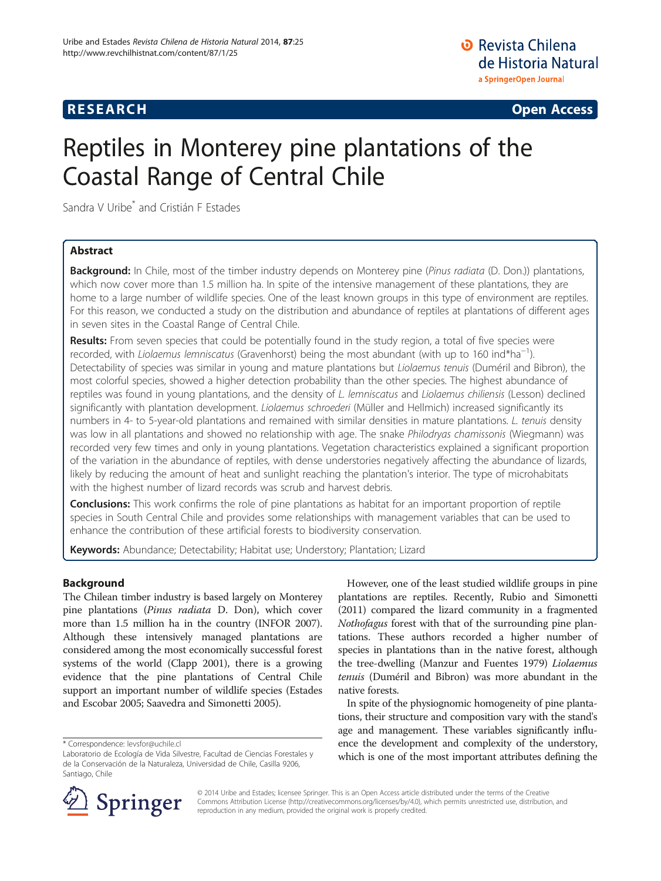RESEARCH Open Access

# Reptiles in Monterey pine plantations of the Coastal Range of Central Chile

Sandra V Uribe* and Cristián F Estades

## Abstract

**Background:** In Chile, most of the timber industry depends on Monterey pine (*Pinus radiata* (D. Don.)) plantations, which now cover more than 1.5 million ha. In spite of the intensive management of these plantations, they are home to a large number of wildlife species. One of the least known groups in this type of environment are reptiles. For this reason, we conducted a study on the distribution and abundance of reptiles at plantations of different ages in seven sites in the Coastal Range of Central Chile.

**Results:** From seven species that could be potentially found in the study region, a total of five species were recorded, with *Liolaemus lemniscatus* (Gravenhorst) being the most abundant (with up to 160 ind*$ha^{-1}$). Detectability of species was similar in young and mature plantations but *Liolaemus tenuis* (Duméril and Bibron), the most colorful species, showed a higher detection probability than the other species. The highest abundance of reptiles was found in young plantations, and the density of *L. lemniscatus* and *Liolaemus chiliensis* (Lesson) declined significantly with plantation development. *Liolaemus schroederi* (Müller and Hellmich) increased significantly its numbers in 4- to 5-year-old plantations and remained with similar densities in mature plantations. *L. tenuis* density was low in all plantations and showed no relationship with age. The snake *Philodryas chamissonis* (Wiegmann) was recorded very few times and only in young plantations. Vegetation characteristics explained a significant proportion of the variation in the abundance of reptiles, with dense understories negatively affecting the abundance of lizards, likely by reducing the amount of heat and sunlight reaching the plantation's interior. The type of microhabitats with the highest number of lizard records was scrub and harvest debris.

**Conclusions:** This work confirms the role of pine plantations as habitat for an important proportion of reptile species in South Central Chile and provides some relationships with management variables that can be used to enhance the contribution of these artificial forests to biodiversity conservation.

**Keywords:** Abundance; Detectability; Habitat use; Understory; Plantation; Lizard

## Background

The Chilean timber industry is based largely on Monterey pine plantations (*Pinus radiata* D. Don), which cover more than 1.5 million ha in the country (INFOR 2007). Although these intensively managed plantations are considered among the most economically successful forest systems of the world (Clapp 2001), there is a growing evidence that the pine plantations of Central Chile support an important number of wildlife species (Estades and Escobar 2005; Saavedra and Simonetti 2005).

However, one of the least studied wildlife groups in pine plantations are reptiles. Recently, Rubio and Simonetti (2011) compared the lizard community in a fragmented *Nothofagus* forest with that of the surrounding pine plantations. These authors recorded a higher number of species in plantations than in the native forest, although the tree-dwelling (Manzur and Fuentes 1979) *Liolaemus tenuis* (Duméril and Bibron) was more abundant in the native forests.

In spite of the physiognomic homogeneity of pine plantations, their structure and composition vary with the stand's age and management. These variables significantly influence the development and complexity of the understory, which is one of the most important attributes defining the

* Correspondence: levsfor@uchile.cl
Laboratorio de Ecología de Vida Silvestre, Facultad de Ciencias Forestales y de la Conservación de la Naturaleza, Universidad de Chile, Casilla 9206, Santiago, Chile

© 2014 Uribe and Estades; licensee Springer. This is an Open Access article distributed under the terms of the Creative Commons Attribution License (http://creativecommons.org/licenses/by/4.0), which permits unrestricted use, distribution, and reproduction in any medium, provided the original work is properly credited.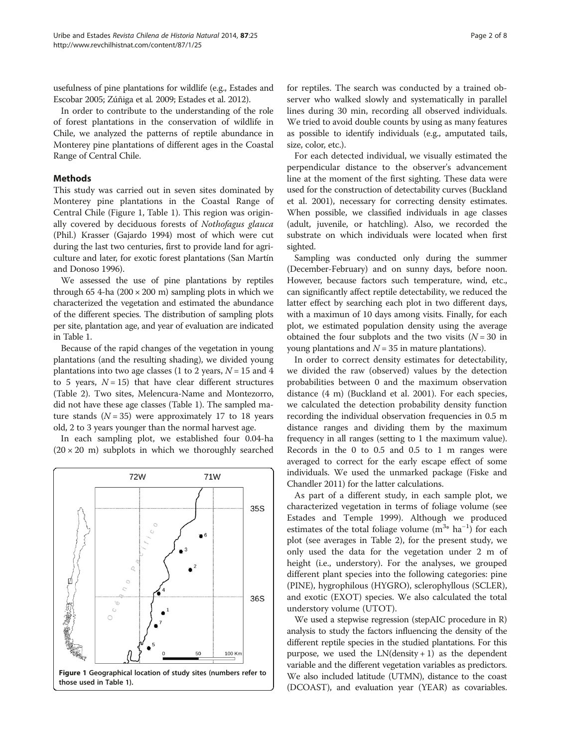usefulness of pine plantations for wildlife (e.g., Estades and Escobar 2005; Zúñiga et al. 2009; Estades et al. 2012).

In order to contribute to the understanding of the role of forest plantations in the conservation of wildlife in Chile, we analyzed the patterns of reptile abundance in Monterey pine plantations of different ages in the Coastal Range of Central Chile.

## Methods

This study was carried out in seven sites dominated by Monterey pine plantations in the Coastal Range of Central Chile (Figure 1, Table 1). This region was originally covered by deciduous forests of *Nothofagus glauca* (Phil.) Krasser (Gajardo 1994) most of which were cut during the last two centuries, first to provide land for agriculture and later, for exotic forest plantations (San Martín and Donoso 1996).

We assessed the use of pine plantations by reptiles through 65 4-ha (200 × 200 m) sampling plots in which we characterized the vegetation and estimated the abundance of the different species. The distribution of sampling plots per site, plantation age, and year of evaluation are indicated in Table 1.

Because of the rapid changes of the vegetation in young plantations (and the resulting shading), we divided young plantations into two age classes (1 to 2 years, $N = 15$ and 4 to 5 years, $N = 15$) that have clear different structures (Table 2). Two sites, Melencura-Name and Montezorro, did not have these age classes (Table 1). The sampled mature stands ($N = 35$) were approximately 17 to 18 years old, 2 to 3 years younger than the normal harvest age.

In each sampling plot, we established four 0.04-ha (20 × 20 m) subplots in which we thoroughly searched for reptiles. The search was conducted by a trained observer who walked slowly and systematically in parallel lines during 30 min, recording all observed individuals. We tried to avoid double counts by using as many features as possible to identify individuals (e.g., amputated tails, size, color, etc.).

**Figure 1 Geographical location of study sites (numbers refer to those used in Table 1).**

For each detected individual, we visually estimated the perpendicular distance to the observer's advancement line at the moment of the first sighting. These data were used for the construction of detectability curves (Buckland et al. 2001), necessary for correcting density estimates. When possible, we classified individuals in age classes (adult, juvenile, or hatchling). Also, we recorded the substrate on which individuals were located when first sighted.

Sampling was conducted only during the summer (December-February) and on sunny days, before noon. However, because factors such temperature, wind, etc., can significantly affect reptile detectability, we reduced the latter effect by searching each plot in two different days, with a maximun of 10 days among visits. Finally, for each plot, we estimated population density using the average obtained the four subplots and the two visits ($N = 30$ in young plantations and $N = 35$ in mature plantations).

In order to correct density estimates for detectability, we divided the raw (observed) values by the detection probabilities between 0 and the maximum observation distance (4 m) (Buckland et al. 2001). For each species, we calculated the detection probability density function recording the individual observation frequencies in 0.5 m distance ranges and dividing them by the maximum frequency in all ranges (setting to 1 the maximum value). Records in the 0 to 0.5 and 0.5 to 1 m ranges were averaged to correct for the early escape effect of some individuals. We used the unmarked package (Fiske and Chandler 2011) for the latter calculations.

As part of a different study, in each sample plot, we characterized vegetation in terms of foliage volume (see Estades and Temple 1999). Although we produced estimates of the total foliage volume ($m^{3*}$ $ha^{-1}$) for each plot (see averages in Table 2), for the present study, we only used the data for the vegetation under 2 m of height (i.e., understory). For the analyses, we grouped different plant species into the following categories: pine (PINE), hygrophilous (HYGRO), sclerophyllous (SCLER), and exotic (EXOT) species. We also calculated the total understory volume (UTOT).

We used a stepwise regression (stepAIC procedure in R) analysis to study the factors influencing the density of the different reptile species in the studied plantations. For this purpose, we used the LN(density + 1) as the dependent variable and the different vegetation variables as predictors. We also included latitude (UTMN), distance to the coast (DCOAST), and evaluation year (YEAR) as covariables.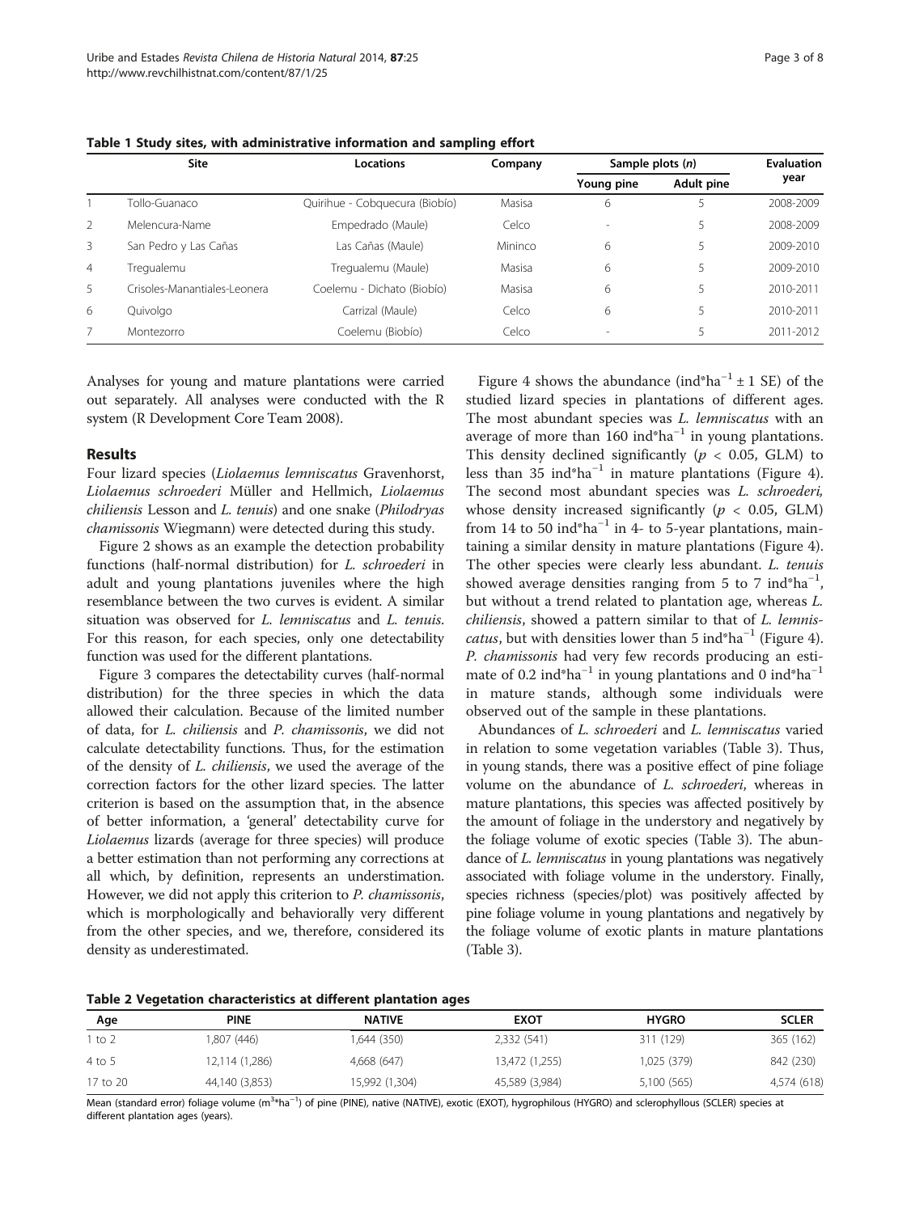**Table 1 Study sites, with administrative information and sampling effort**

| | Site | Locations | Company | Sample plots (*n*) | | Evaluation year |
|---|---|---|---|---|---|---|
| | | | | Young pine | Adult pine | |
| 1 | Tollo-Guanaco | Quirihue - Cobquecura (Biobío) | Masisa | 6 | 5 | 2008-2009 |
| 2 | Melencura-Name | Empedrado (Maule) | Celco | - | 5 | 2008-2009 |
| 3 | San Pedro y Las Cañas | Las Cañas (Maule) | Mininco | 6 | 5 | 2009-2010 |
| 4 | Tregualemu | Tregualemu (Maule) | Masisa | 6 | 5 | 2009-2010 |
| 5 | Crisoles-Manantiales-Leonera | Coelemu - Dichato (Biobío) | Masisa | 6 | 5 | 2010-2011 |
| 6 | Quivolgo | Carrizal (Maule) | Celco | 6 | 5 | 2010-2011 |
| 7 | Montezorro | Coelemu (Biobío) | Celco | - | 5 | 2011-2012 |

Analyses for young and mature plantations were carried out separately. All analyses were conducted with the R system (R Development Core Team 2008).

## Results

Four lizard species (*Liolaemus lemniscatus* Gravenhorst, *Liolaemus schroederi* Müller and Hellmich, *Liolaemus chiliensis* Lesson and *L. tenuis*) and one snake (*Philodryas chamissonis* Wiegmann) were detected during this study.

Figure 2 shows as an example the detection probability functions (half-normal distribution) for *L. schroederi* in adult and young plantations juveniles where the high resemblance between the two curves is evident. A similar situation was observed for *L. lemniscatus* and *L. tenuis*. For this reason, for each species, only one detectability function was used for the different plantations.

Figure 3 compares the detectability curves (half-normal distribution) for the three species in which the data allowed their calculation. Because of the limited number of data, for *L. chiliensis* and *P. chamissonis*, we did not calculate detectability functions. Thus, for the estimation of the density of *L. chiliensis*, we used the average of the correction factors for the other lizard species. The latter criterion is based on the assumption that, in the absence of better information, a 'general' detectability curve for *Liolaemus* lizards (average for three species) will produce a better estimation than not performing any corrections at all which, by definition, represents an underestimation. However, we did not apply this criterion to *P. chamissonis*, which is morphologically and behaviorally very different from the other species, and we, therefore, considered its density as underestimated.

Figure 4 shows the abundance (ind*ha$^{-1}$ ± 1 SE) of the studied lizard species in plantations of different ages. The most abundant species was *L. lemniscatus* with an average of more than 160 ind*ha$^{-1}$ in young plantations. This density declined significantly ($p < 0.05$, GLM) to less than 35 ind*ha$^{-1}$ in mature plantations (Figure 4). The second most abundant species was *L. schroederi*, whose density increased significantly ($p < 0.05$, GLM) from 14 to 50 ind*ha$^{-1}$ in 4- to 5-year plantations, maintaining a similar density in mature plantations (Figure 4). The other species were clearly less abundant. *L. tenuis* showed average densities ranging from 5 to 7 ind*ha$^{-1}$, but without a trend related to plantation age, whereas *L. chiliensis*, showed a pattern similar to that of *L. lemniscatus*, but with densities lower than 5 ind*ha$^{-1}$ (Figure 4). *P. chamissonis* had very few records producing an estimate of 0.2 ind*ha$^{-1}$ in young plantations and 0 ind*ha$^{-1}$ in mature stands, although some individuals were observed out of the sample in these plantations.

Abundances of *L. schroederi* and *L. lemniscatus* varied in relation to some vegetation variables (Table 3). Thus, in young stands, there was a positive effect of pine foliage volume on the abundance of *L. schroederi*, whereas in mature plantations, this species was affected positively by the amount of foliage in the understory and negatively by the foliage volume of exotic species (Table 3). The abundance of *L. lemniscatus* in young plantations was negatively associated with foliage volume in the understory. Finally, species richness (species/plot) was positively affected by pine foliage volume in young plantations and negatively by the foliage volume of exotic plants in mature plantations (Table 3).

**Table 2 Vegetation characteristics at different plantation ages**

| Age | PINE | NATIVE | EXOT | HYGRO | SCLER |
|---|---|---|---|---|---|
| 1 to 2 | 1,807 (446) | 1,644 (350) | 2,332 (541) | 311 (129) | 365 (162) |
| 4 to 5 | 12,114 (1,286) | 4,668 (647) | 13,472 (1,255) | 1,025 (379) | 842 (230) |
| 17 to 20 | 44,140 (3,853) | 15,992 (1,304) | 45,589 (3,984) | 5,100 (565) | 4,574 (618) |

Mean (standard error) foliage volume (m$^{3}$*ha$^{-1}$) of pine (PINE), native (NATIVE), exotic (EXOT), hygrophilous (HYGRO) and sclerophyllous (SCLER) species at different plantation ages (years).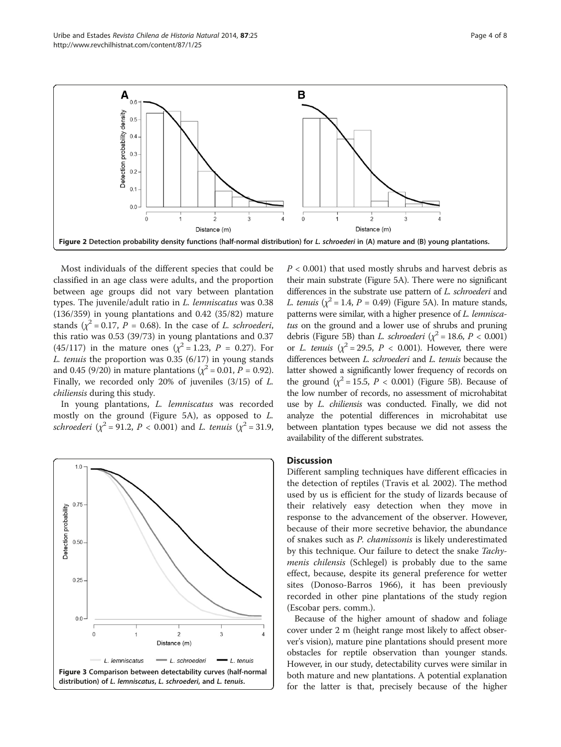Figure 2 Detection probability density functions (half-normal distribution) for *L. schroederi* in (A) mature and (B) young plantations.

Most individuals of the different species that could be classified in an age class were adults, and the proportion between age groups did not vary between plantation types. The juvenile/adult ratio in *L. lemniscatus* was 0.38 (136/359) in young plantations and 0.42 (35/82) mature stands ($\chi^2 = 0.17$, $P = 0.68$). In the case of *L. schroederi*, this ratio was 0.53 (39/73) in young plantations and 0.37 (45/117) in the mature ones ($\chi^2 = 1.23$, $P = 0.27$). For *L. tenuis* the proportion was 0.35 (6/17) in young stands and 0.45 (9/20) in mature plantations ($\chi^2 = 0.01$, $P = 0.92$). Finally, we recorded only 20% of juveniles (3/15) of *L. chiliensis* during this study.

In young plantations, *L. lemniscatus* was recorded mostly on the ground (Figure 5A), as opposed to *L. schroederi* ($\chi^2 = 91.2$, $P < 0.001$) and *L. tenuis* ($\chi^2 = 31.9$, $P < 0.001$) that used mostly shrubs and harvest debris as their main substrate (Figure 5A). There were no significant differences in the substrate use pattern of *L. schroederi* and *L. tenuis* ($\chi^2 = 1.4$, $P = 0.49$) (Figure 5A). In mature stands, patterns were similar, with a higher presence of *L. lemniscatus* on the ground and a lower use of shrubs and pruning debris (Figure 5B) than *L. schroederi* ($\chi^2 = 18.6$, $P < 0.001$) or *L. tenuis* ($\chi^2 = 29.5$, $P < 0.001$). However, there were differences between *L. schroederi* and *L. tenuis* because the latter showed a significantly lower frequency of records on the ground ($\chi^2 = 15.5$, $P < 0.001$) (Figure 5B). Because of the low number of records, no assessment of microhabitat use by *L. chiliensis* was conducted. Finally, we did not analyze the potential differences in microhabitat use between plantation types because we did not assess the availability of the different substrates.

Figure 3 Comparison between detectability curves (half-normal distribution) of *L. lemniscatus*, *L. schroederi*, and *L. tenuis*.

## Discussion

Different sampling techniques have different efficacies in the detection of reptiles (Travis et al. 2002). The method used by us is efficient for the study of lizards because of their relatively easy detection when they move in response to the advancement of the observer. However, because of their more secretive behavior, the abundance of snakes such as *P. chamissonis* is likely underestimated by this technique. Our failure to detect the snake *Tachymenis chilensis* (Schlegel) is probably due to the same effect, because, despite its general preference for wetter sites (Donoso-Barros 1966), it has been previously recorded in other pine plantations of the study region (Escobar pers. comm.).

Because of the higher amount of shadow and foliage cover under 2 m (height range most likely to affect observer's vision), mature pine plantations should present more obstacles for reptile observation than younger stands. However, in our study, detectability curves were similar in both mature and new plantations. A potential explanation for the latter is that, precisely because of the higher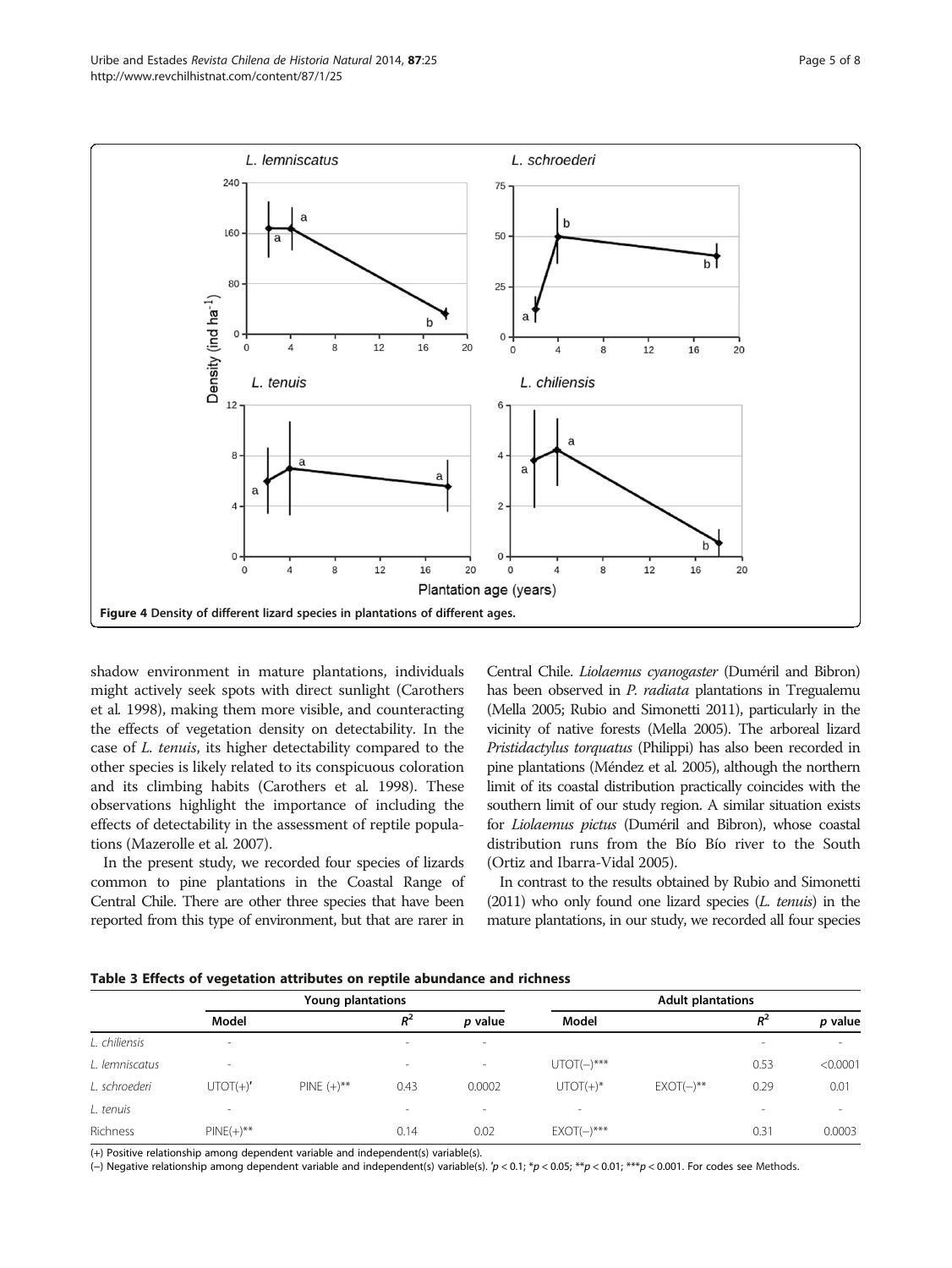Figure 4 Density of different lizard species in plantations of different ages.

shadow environment in mature plantations, individuals might actively seek spots with direct sunlight (Carothers et al. 1998), making them more visible, and counteracting the effects of vegetation density on detectability. In the case of *L. tenuis*, its higher detectability compared to the other species is likely related to its conspicuous coloration and its climbing habits (Carothers et al. 1998). These observations highlight the importance of including the effects of detectability in the assessment of reptile populations (Mazerolle et al. 2007).

In the present study, we recorded four species of lizards common to pine plantations in the Coastal Range of Central Chile. There are other three species that have been reported from this type of environment, but that are rarer in Central Chile. *Liolaemus cyanogaster* (Duméril and Bibron) has been observed in *P. radiata* plantations in Tregualemu (Mella 2005; Rubio and Simonetti 2011), particularly in the vicinity of native forests (Mella 2005). The arboreal lizard *Pristidactylus torquatus* (Philippi) has also been recorded in pine plantations (Méndez et al. 2005), although the northern limit of its coastal distribution practically coincides with the southern limit of our study region. A similar situation exists for *Liolaemus pictus* (Duméril and Bibron), whose coastal distribution runs from the Bío Bío river to the South (Ortiz and Ibarra-Vidal 2005).

In contrast to the results obtained by Rubio and Simonetti (2011) who only found one lizard species (*L. tenuis*) in the mature plantations, in our study, we recorded all four species

**Table 3 Effects of vegetation attributes on reptile abundance and richness**

| | Young plantations | | | | Adult plantations | | | |
|---|---|---|---|---|---|---|---|---|
| | Model | | $R^2$ | *p* value | Model | | $R^2$ | *p* value |
| *L. chiliensis* | - | | - | - | | | - | - |
| *L. lemniscatus* | - | | - | - | UTOT(−)*** | | 0.53 | <0.0001 |
| *L. schroederi* | UTOT(+)' | PINE (+)** | 0.43 | 0.0002 | UTOT(+)* | EXOT(−)** | 0.29 | 0.01 |
| *L. tenuis* | - | | - | - | - | | - | - |
| Richness | PINE(+)** | | 0.14 | 0.02 | EXOT(−)*** | | 0.31 | 0.0003 |

(+) Positive relationship among dependent variable and independent(s) variable(s).
(−) Negative relationship among dependent variable and independent(s) variable(s). '$p < 0.1$; *$p < 0.05$; **$p < 0.01$; ***$p < 0.001$. For codes see Methods.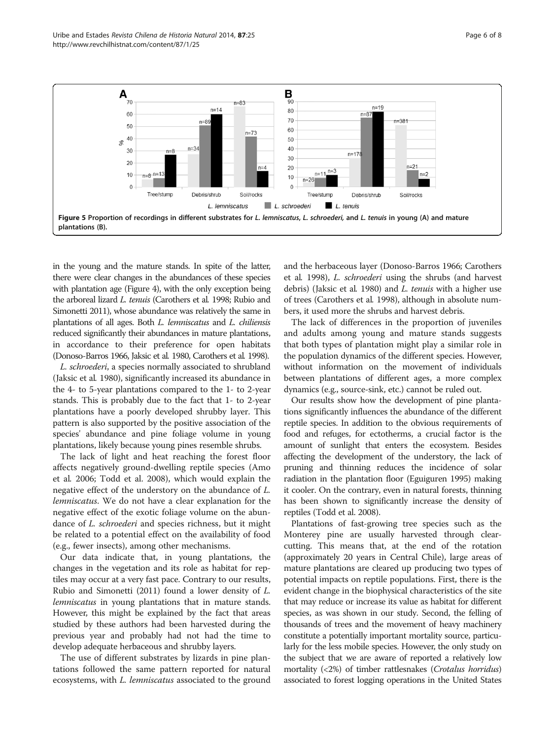A

70
60
50
40
30
20
10
0

%

n=8 n=13 n=8
n=34 n=89 n=14
n=63 n=73 n=4

Tree/stump
Debris/shrub
Soil/rocks

B

90
80
70
60
50
40
30
20
10
0

n=26 n=11 n=3
n=178 n=87 n=19
n=381 n=21 n=2

Tree/stump
Debris/shrub
Soil/rocks

*L. lemniscatus* *L. schroederi* *L. tenuis*

**Figure 5 Proportion of recordings in different substrates for *L. lemniscatus*, *L. schroederi*, and *L. tenuis* in young (A) and mature plantations (B).**

in the young and the mature stands. In spite of the latter, there were clear changes in the abundances of these species with plantation age (Figure 4), with the only exception being the arboreal lizard *L. tenuis* (Carothers et al. 1998; Rubio and Simonetti 2011), whose abundance was relatively the same in plantations of all ages. Both *L. lemniscatus* and *L. chiliensis* reduced significantly their abundances in mature plantations, in accordance to their preference for open habitats (Donoso-Barros 1966, Jaksic et al. 1980, Carothers et al. 1998).

*L. schroederi*, a species normally associated to shrubland (Jaksic et al. 1980), significantly increased its abundance in the 4- to 5-year plantations compared to the 1- to 2-year stands. This is probably due to the fact that 1- to 2-year plantations have a poorly developed shrubby layer. This pattern is also supported by the positive association of the species' abundance and pine foliage volume in young plantations, likely because young pines resemble shrubs.

The lack of light and heat reaching the forest floor affects negatively ground-dwelling reptile species (Amo et al. 2006; Todd et al. 2008), which would explain the negative effect of the understory on the abundance of *L. lemniscatus*. We do not have a clear explanation for the negative effect of the exotic foliage volume on the abundance of *L. schroederi* and species richness, but it might be related to a potential effect on the availability of food (e.g., fewer insects), among other mechanisms.

Our data indicate that, in young plantations, the changes in the vegetation and its role as habitat for reptiles may occur at a very fast pace. Contrary to our results, Rubio and Simonetti (2011) found a lower density of *L. lemniscatus* in young plantations that in mature stands. However, this might be explained by the fact that areas studied by these authors had been harvested during the previous year and probably had not had the time to develop adequate herbaceous and shrubby layers.

The use of different substrates by lizards in pine plantations followed the same pattern reported for natural ecosystems, with *L. lemniscatus* associated to the ground and the herbaceous layer (Donoso-Barros 1966; Carothers et al. 1998), *L. schroederi* using the shrubs (and harvest debris) (Jaksic et al. 1980) and *L. tenuis* with a higher use of trees (Carothers et al. 1998), although in absolute numbers, it used more the shrubs and harvest debris.

The lack of differences in the proportion of juveniles and adults among young and mature stands suggests that both types of plantation might play a similar role in the population dynamics of the different species. However, without information on the movement of individuals between plantations of different ages, a more complex dynamics (e.g., source-sink, etc.) cannot be ruled out.

Our results show how the development of pine plantations significantly influences the abundance of the different reptile species. In addition to the obvious requirements of food and refuges, for ectotherms, a crucial factor is the amount of sunlight that enters the ecosystem. Besides affecting the development of the understory, the lack of pruning and thinning reduces the incidence of solar radiation in the plantation floor (Eguiguren 1995) making it cooler. On the contrary, even in natural forests, thinning has been shown to significantly increase the density of reptiles (Todd et al. 2008).

Plantations of fast-growing tree species such as the Monterey pine are usually harvested through clear-cutting. This means that, at the end of the rotation (approximately 20 years in Central Chile), large areas of mature plantations are cleared up producing two types of potential impacts on reptile populations. First, there is the evident change in the biophysical characteristics of the site that may reduce or increase its value as habitat for different species, as was shown in our study. Second, the felling of thousands of trees and the movement of heavy machinery constitute a potentially important mortality source, particularly for the less mobile species. However, the only study on the subject that we are aware of reported a relatively low mortality (<2%) of timber rattlesnakes (*Crotalus horridus*) associated to forest logging operations in the United States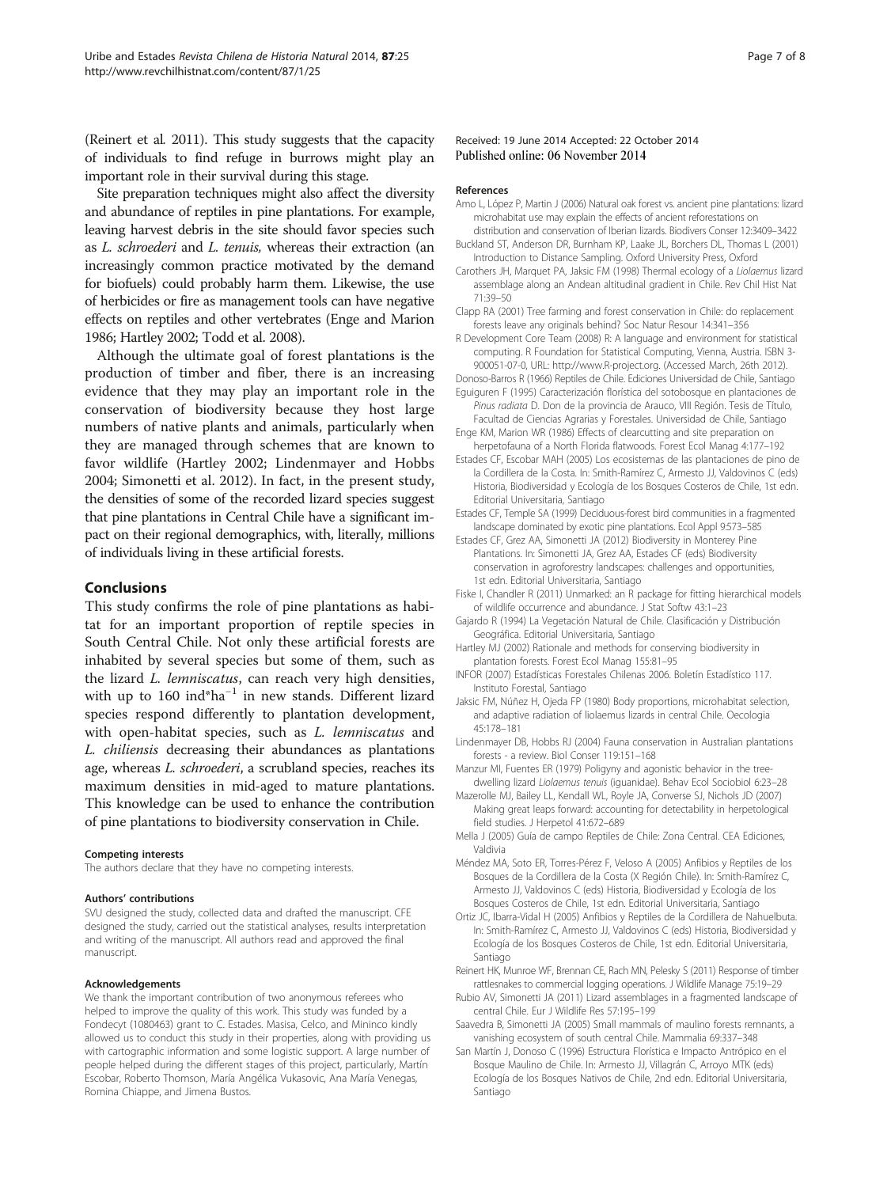(Reinert et al. 2011). This study suggests that the capacity of individuals to find refuge in burrows might play an important role in their survival during this stage.

Site preparation techniques might also affect the diversity and abundance of reptiles in pine plantations. For example, leaving harvest debris in the site should favor species such as *L. schroederi* and *L. tenuis,* whereas their extraction (an increasingly common practice motivated by the demand for biofuels) could probably harm them. Likewise, the use of herbicides or fire as management tools can have negative effects on reptiles and other vertebrates (Enge and Marion 1986; Hartley 2002; Todd et al. 2008).

Although the ultimate goal of forest plantations is the production of timber and fiber, there is an increasing evidence that they may play an important role in the conservation of biodiversity because they host large numbers of native plants and animals, particularly when they are managed through schemes that are known to favor wildlife (Hartley 2002; Lindenmayer and Hobbs 2004; Simonetti et al. 2012). In fact, in the present study, the densities of some of the recorded lizard species suggest that pine plantations in Central Chile have a significant impact on their regional demographics, with, literally, millions of individuals living in these artificial forests.

## Conclusions

This study confirms the role of pine plantations as habitat for an important proportion of reptile species in South Central Chile. Not only these artificial forests are inhabited by several species but some of them, such as the lizard *L. lemniscatus*, can reach very high densities, with up to 160 ind*$ha^{-1}$ in new stands. Different lizard species respond differently to plantation development, with open-habitat species, such as *L. lemniscatus* and *L. chiliensis* decreasing their abundances as plantations age, whereas *L. schroederi*, a scrubland species, reaches its maximum densities in mid-aged to mature plantations. This knowledge can be used to enhance the contribution of pine plantations to biodiversity conservation in Chile.

#### Competing interests

The authors declare that they have no competing interests.

#### Authors' contributions

SVU designed the study, collected data and drafted the manuscript. CFE designed the study, carried out the statistical analyses, results interpretation and writing of the manuscript. All authors read and approved the final manuscript.

#### Acknowledgements

We thank the important contribution of two anonymous referees who helped to improve the quality of this work. This study was funded by a Fondecyt (1080463) grant to C. Estades. Masisa, Celco, and Mininco kindly allowed us to conduct this study in their properties, along with providing us with cartographic information and some logistic support. A large number of people helped during the different stages of this project, particularly, Martín Escobar, Roberto Thomson, María Angélica Vukasovic, Ana María Venegas, Romina Chiappe, and Jimena Bustos.

Received: 19 June 2014 Accepted: 22 October 2014
Published online: 06 November 2014

#### References

Amo L, López P, Martin J (2006) Natural oak forest vs. ancient pine plantations: lizard microhabitat use may explain the effects of ancient reforestations on distribution and conservation of Iberian lizards. Biodivers Conser 12:3409–3422

Buckland ST, Anderson DR, Burnham KP, Laake JL, Borchers DL, Thomas L (2001) Introduction to Distance Sampling. Oxford University Press, Oxford

Carothers JH, Marquet PA, Jaksic FM (1998) Thermal ecology of a *Liolaemus* lizard assemblage along an Andean altitudinal gradient in Chile. Rev Chil Hist Nat 71:39–50

Clapp RA (2001) Tree farming and forest conservation in Chile: do replacement forests leave any originals behind? Soc Natur Resour 14:341–356

R Development Core Team (2008) R: A language and environment for statistical computing. R Foundation for Statistical Computing, Vienna, Austria. ISBN 3-900051-07-0, URL: http://www.R-project.org. (Accessed March, 26th 2012).

Donoso-Barros R (1966) Reptiles de Chile. Ediciones Universidad de Chile, Santiago

Eguiguren F (1995) Caracterización florística del sotobosque en plantaciones de *Pinus radiata* D. Don de la provincia de Arauco, VIII Región. Tesis de Título, Facultad de Ciencias Agrarias y Forestales. Universidad de Chile, Santiago

Enge KM, Marion WR (1986) Effects of clearcutting and site preparation on herpetofauna of a North Florida flatwoods. Forest Ecol Manag 4:177–192

Estades CF, Escobar MAH (2005) Los ecosistemas de las plantaciones de pino de la Cordillera de la Costa. In: Smith-Ramírez C, Armesto JJ, Valdovinos C (eds) Historia, Biodiversidad y Ecología de los Bosques Costeros de Chile, 1st edn. Editorial Universitaria, Santiago

Estades CF, Temple SA (1999) Deciduous-forest bird communities in a fragmented landscape dominated by exotic pine plantations. Ecol Appl 9:573–585

Estades CF, Grez AA, Simonetti JA (2012) Biodiversity in Monterey Pine Plantations. In: Simonetti JA, Grez AA, Estades CF (eds) Biodiversity conservation in agroforestry landscapes: challenges and opportunities, 1st edn. Editorial Universitaria, Santiago

Fiske I, Chandler R (2011) Unmarked: an R package for fitting hierarchical models of wildlife occurrence and abundance. J Stat Softw 43:1–23

Gajardo R (1994) La Vegetación Natural de Chile. Clasificación y Distribución Geográfica. Editorial Universitaria, Santiago

Hartley MJ (2002) Rationale and methods for conserving biodiversity in plantation forests. Forest Ecol Manag 155:81–95

INFOR (2007) Estadísticas Forestales Chilenas 2006. Boletín Estadístico 117. Instituto Forestal, Santiago

Jaksic FM, Núñez H, Ojeda FP (1980) Body proportions, microhabitat selection, and adaptive radiation of liolaemus lizards in central Chile. Oecologia 45:178–181

Lindenmayer DB, Hobbs RJ (2004) Fauna conservation in Australian plantations forests - a review. Biol Conser 119:151–168

Manzur MI, Fuentes ER (1979) Poligyny and agonistic behavior in the tree-dwelling lizard *Liolaemus tenuis* (iguanidae). Behav Ecol Sociobiol 6:23–28

Mazerolle MJ, Bailey LL, Kendall WL, Royle JA, Converse SJ, Nichols JD (2007) Making great leaps forward: accounting for detectability in herpetological field studies. J Herpetol 41:672–689

Mella J (2005) Guía de campo Reptiles de Chile: Zona Central. CEA Ediciones, Valdivia

Méndez MA, Soto ER, Torres-Pérez F, Veloso A (2005) Anfibios y Reptiles de los Bosques de la Cordillera de la Costa (X Región Chile). In: Smith-Ramírez C, Armesto JJ, Valdovinos C (eds) Historia, Biodiversidad y Ecología de los Bosques Costeros de Chile, 1st edn. Editorial Universitaria, Santiago

Ortiz JC, Ibarra-Vidal H (2005) Anfibios y Reptiles de la Cordillera de Nahuelbuta. In: Smith-Ramírez C, Armesto JJ, Valdovinos C (eds) Historia, Biodiversidad y Ecología de los Bosques Costeros de Chile, 1st edn. Editorial Universitaria, Santiago

Reinert HK, Munroe WF, Brennan CE, Rach MN, Pelesky S (2011) Response of timber rattlesnakes to commercial logging operations. J Wildlife Manage 75:19–29

Rubio AV, Simonetti JA (2011) Lizard assemblages in a fragmented landscape of central Chile. Eur J Wildlife Res 57:195–199

Saavedra B, Simonetti JA (2005) Small mammals of maulino forests remnants, a vanishing ecosystem of south central Chile. Mammalia 69:337–348

San Martín J, Donoso C (1996) Estructura Florística e Impacto Antrópico en el Bosque Maulino de Chile. In: Armesto JJ, Villagrán C, Arroyo MTK (eds) Ecología de los Bosques Nativos de Chile, 2nd edn. Editorial Universitaria, Santiago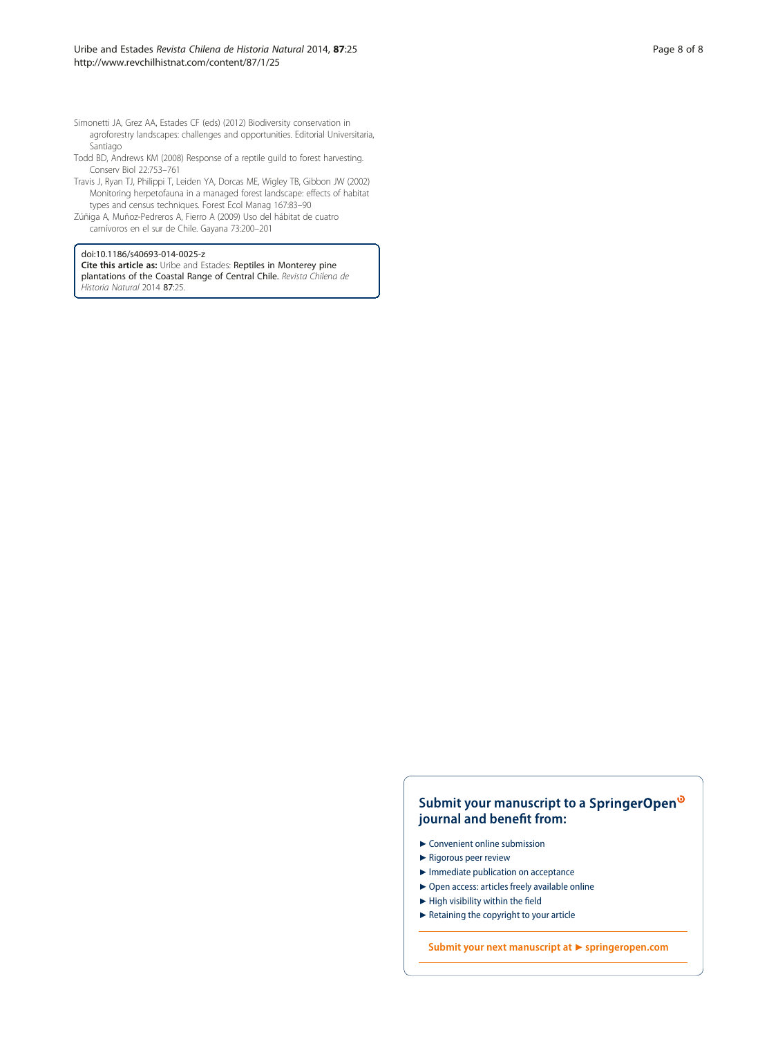Simonetti JA, Grez AA, Estades CF (eds) (2012) Biodiversity conservation in agroforestry landscapes: challenges and opportunities. Editorial Universitaria, Santiago

Todd BD, Andrews KM (2008) Response of a reptile guild to forest harvesting. Conserv Biol 22:753–761

Travis J, Ryan TJ, Philippi T, Leiden YA, Dorcas ME, Wigley TB, Gibbon JW (2002) Monitoring herpetofauna in a managed forest landscape: effects of habitat types and census techniques. Forest Ecol Manag 167:83–90

Zúñiga A, Muñoz-Pedreros A, Fierro A (2009) Uso del hábitat de cuatro carnívoros en el sur de Chile. Gayana 73:200–201

doi:10.1186/s40693-014-0025-z

**Cite this article as:** Uribe and Estades: Reptiles in Monterey pine plantations of the Coastal Range of Central Chile. *Revista Chilena de Historia Natural* 2014 **87**:25.

**Submit your manuscript to a SpringerOpen journal and benefit from:**

- ► Convenient online submission
- ► Rigorous peer review
- ► Immediate publication on acceptance
- ► Open access: articles freely available online
- ► High visibility within the field
- ► Retaining the copyright to your article

**Submit your next manuscript at ► springeropen.com**